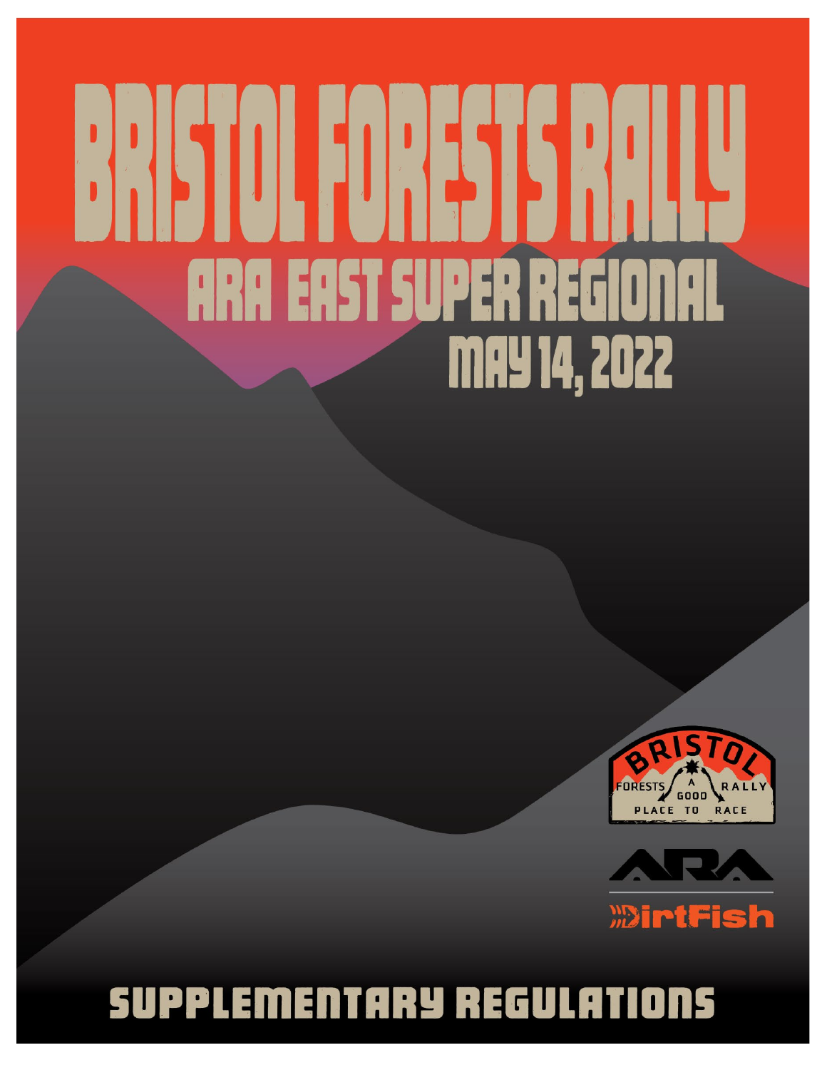# BRISTOL FORESTS RALLY

## ARA EAST SUPER REGIONAL

## MAY 14, 2022

BRISTOL FORESTS A GOOD PLACE TO RACE RALLY

ARA

DirtFish

# SUPPLEMENTARY REGULATIONS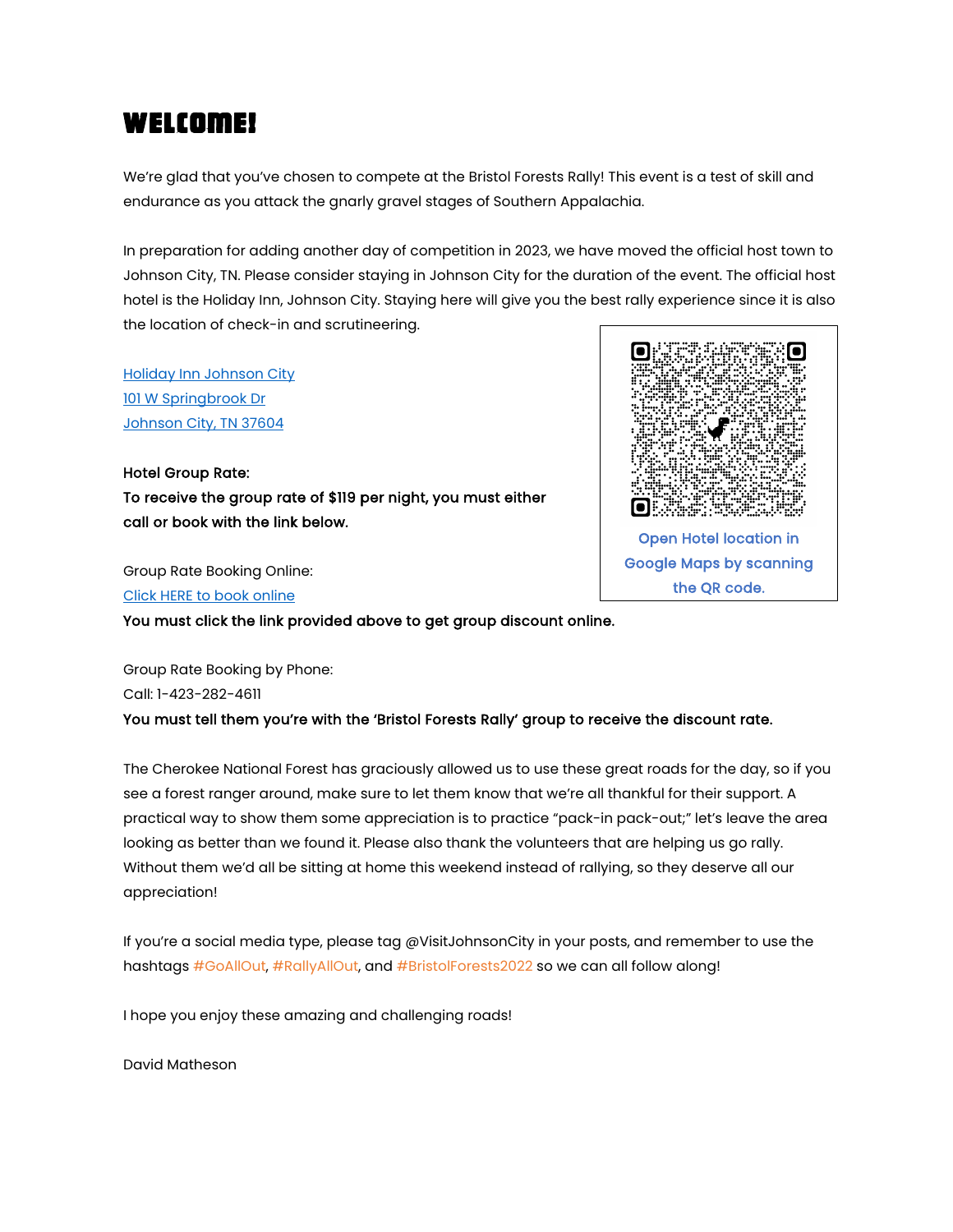# WELCOME!

We're glad that you've chosen to compete at the Bristol Forests Rally! This event is a test of skill and endurance as you attack the gnarly gravel stages of Southern Appalachia.

In preparation for adding another day of competition in 2023, we have moved the official host town to Johnson City, TN. Please consider staying in Johnson City for the duration of the event. The official host hotel is the Holiday Inn, Johnson City. Staying here will give you the best rally experience since it is also the location of check-in and scrutineering.

Holiday Inn Johnson City
101 W Springbrook Dr
Johnson City, TN 37604

Open Hotel location in Google Maps by scanning the QR code.

**Hotel Group Rate:**
**To receive the group rate of $119 per night, you must either call or book with the link below.**

Group Rate Booking Online:
Click HERE to book online
**You must click the link provided above to get group discount online.**

Group Rate Booking by Phone:
Call: 1-423-282-4611
**You must tell them you're with the 'Bristol Forests Rally' group to receive the discount rate.**

The Cherokee National Forest has graciously allowed us to use these great roads for the day, so if you see a forest ranger around, make sure to let them know that we're all thankful for their support. A practical way to show them some appreciation is to practice "pack-in pack-out;" let's leave the area looking as better than we found it. Please also thank the volunteers that are helping us go rally. Without them we'd all be sitting at home this weekend instead of rallying, so they deserve all our appreciation!

If you're a social media type, please tag @VisitJohnsonCity in your posts, and remember to use the hashtags #GoAllOut, #RallyAllOut, and #BristolForests2022 so we can all follow along!

I hope you enjoy these amazing and challenging roads!

David Matheson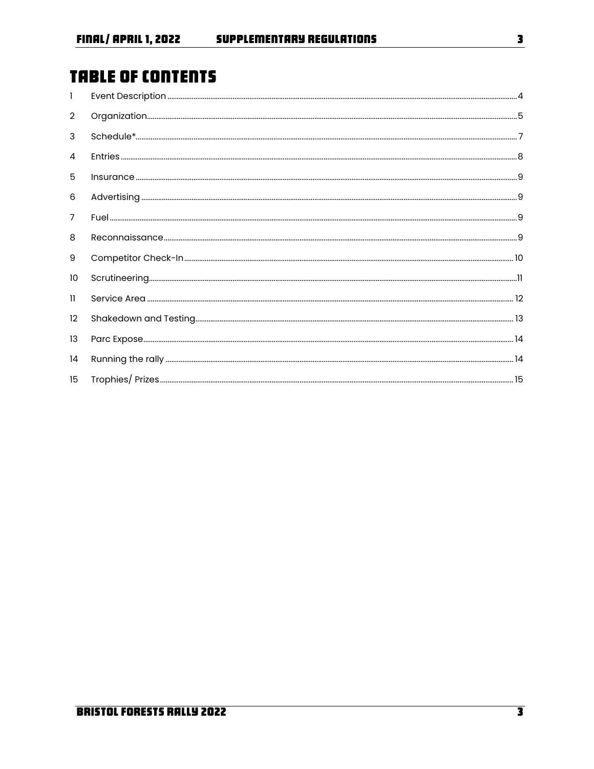# TABLE OF CONTENTS

1 Event Description ........ 4

2 Organization ........ 5

3 Schedule* ........ 7

4 Entries ........ 8

5 Insurance ........ 9

6 Advertising ........ 9

7 Fuel ........ 9

8 Reconnaissance ........ 9

9 Competitor Check-In ........ 10

10 Scrutineering ........ 11

11 Service Area ........ 12

12 Shakedown and Testing ........ 13

13 Parc Expose ........ 14

14 Running the rally ........ 14

15 Trophies/ Prizes ........ 15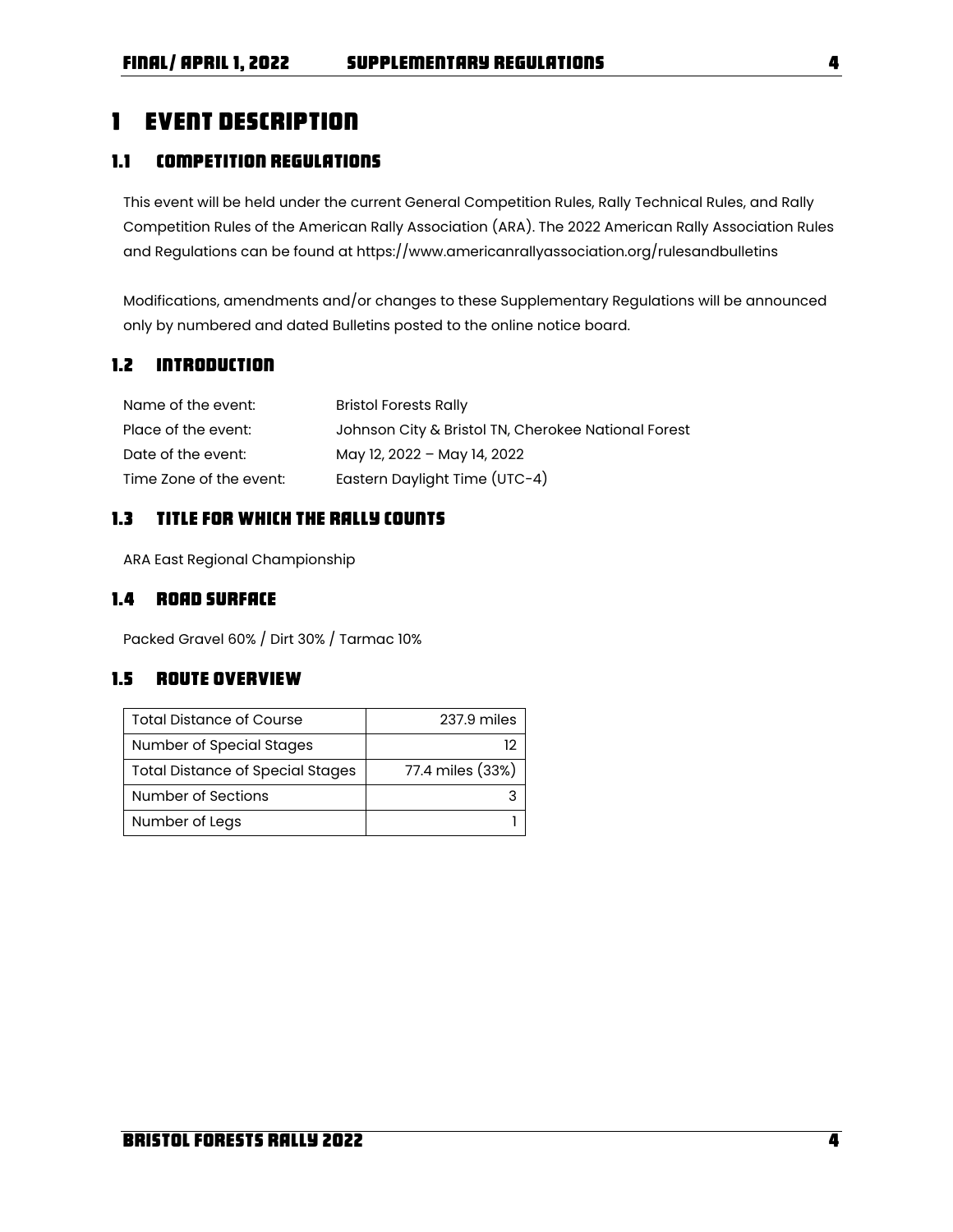# 1 EVENT DESCRIPTION

## 1.1 COMPETITION REGULATIONS

This event will be held under the current General Competition Rules, Rally Technical Rules, and Rally Competition Rules of the American Rally Association (ARA). The 2022 American Rally Association Rules and Regulations can be found at https://www.americanrallyassociation.org/rulesandbulletins

Modifications, amendments and/or changes to these Supplementary Regulations will be announced only by numbered and dated Bulletins posted to the online notice board.

## 1.2 INTRODUCTION

| | |
|---|---|
| Name of the event: | Bristol Forests Rally |
| Place of the event: | Johnson City & Bristol TN, Cherokee National Forest |
| Date of the event: | May 12, 2022 – May 14, 2022 |
| Time Zone of the event: | Eastern Daylight Time (UTC-4) |

## 1.3 TITLE FOR WHICH THE RALLY COUNTS

ARA East Regional Championship

## 1.4 ROAD SURFACE

Packed Gravel 60% / Dirt 30% / Tarmac 10%

## 1.5 ROUTE OVERVIEW

| | |
|---|---|
| Total Distance of Course | 237.9 miles |
| Number of Special Stages | 12 |
| Total Distance of Special Stages | 77.4 miles (33%) |
| Number of Sections | 3 |
| Number of Legs | 1 |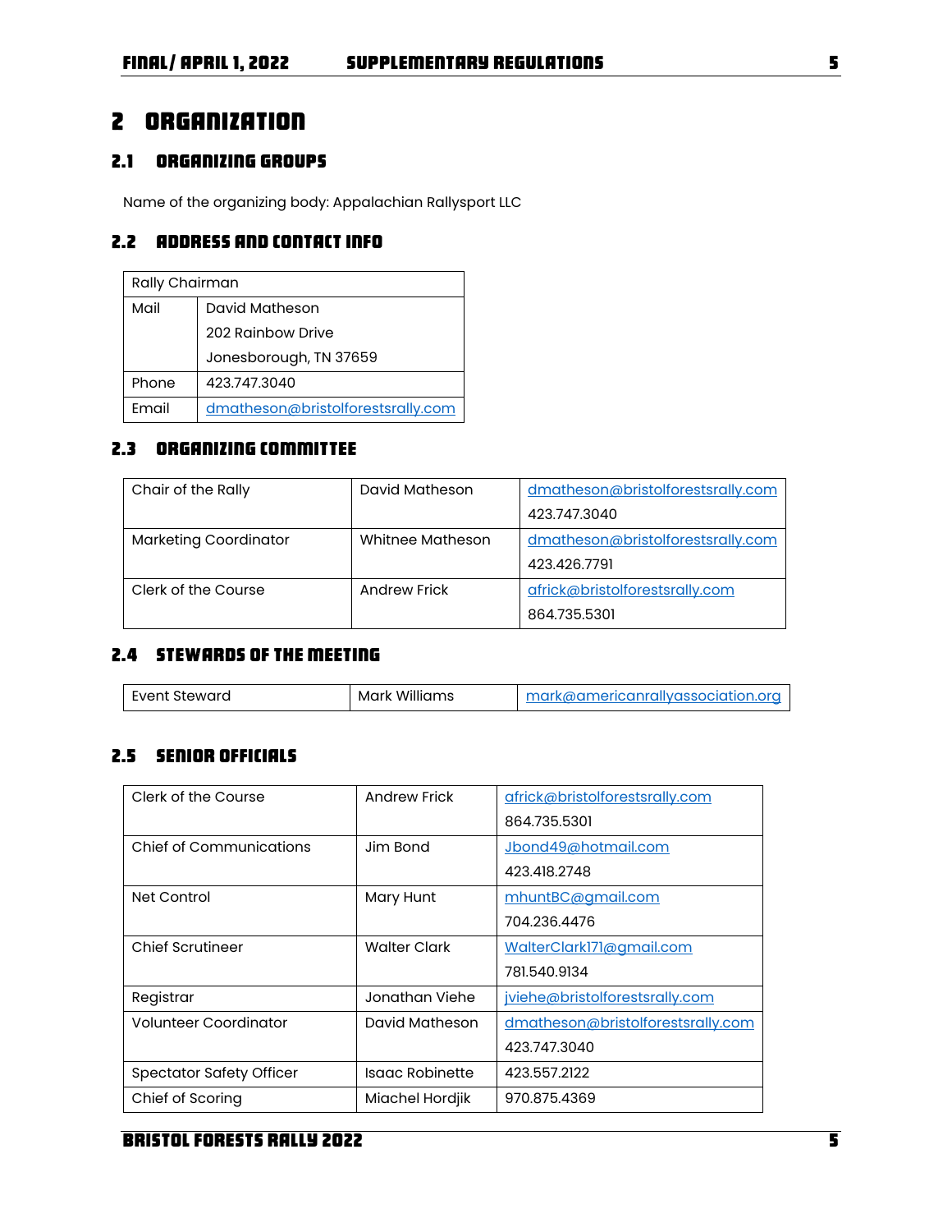# 2 ORGANIZATION

## 2.1 ORGANIZING GROUPS

Name of the organizing body: Appalachian Rallysport LLC

## 2.2 ADDRESS AND CONTACT INFO

| Rally Chairman | |
|---|---|
| Mail | David Matheson<br>202 Rainbow Drive<br>Jonesborough, TN 37659 |
| Phone | 423.747.3040 |
| Email | dmatheson@bristolforestsrally.com |

## 2.3 ORGANIZING COMMITTEE

| | | |
|---|---|---|
| Chair of the Rally | David Matheson | dmatheson@bristolforestsrally.com<br>423.747.3040 |
| Marketing Coordinator | Whitnee Matheson | dmatheson@bristolforestsrally.com<br>423.426.7791 |
| Clerk of the Course | Andrew Frick | africk@bristolforestsrally.com<br>864.735.5301 |

## 2.4 STEWARDS OF THE MEETING

| | | |
|---|---|---|
| Event Steward | Mark Williams | mark@americanrallyassociation.org |

## 2.5 SENIOR OFFICIALS

| | | |
|---|---|---|
| Clerk of the Course | Andrew Frick | africk@bristolforestsrally.com<br>864.735.5301 |
| Chief of Communications | Jim Bond | Jbond49@hotmail.com<br>423.418.2748 |
| Net Control | Mary Hunt | mhuntBC@gmail.com<br>704.236.4476 |
| Chief Scrutineer | Walter Clark | WalterClark171@gmail.com<br>781.540.9134 |
| Registrar | Jonathan Viehe | jviehe@bristolforestsrally.com |
| Volunteer Coordinator | David Matheson | dmatheson@bristolforestsrally.com<br>423.747.3040 |
| Spectator Safety Officer | Isaac Robinette | 423.557.2122 |
| Chief of Scoring | Miachel Hordjik | 970.875.4369 |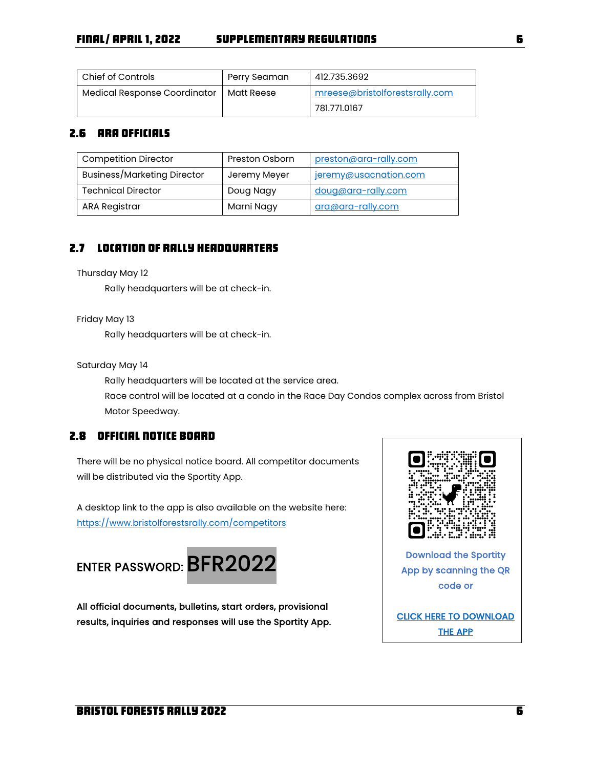| Chief of Controls | Perry Seaman | 412.735.3692 |
|---|---|---|
| Medical Response Coordinator | Matt Reese | mreese@bristolforestsrally.com<br>781.771.0167 |

## 2.6 ARA OFFICIALS

| Competition Director | Preston Osborn | preston@ara-rally.com |
|---|---|---|
| Business/Marketing Director | Jeremy Meyer | jeremy@usacnation.com |
| Technical Director | Doug Nagy | doug@ara-rally.com |
| ARA Registrar | Marni Nagy | ara@ara-rally.com |

## 2.7 LOCATION OF RALLY HEADQUARTERS

Thursday May 12

Rally headquarters will be at check-in.

Friday May 13

Rally headquarters will be at check-in.

Saturday May 14

Rally headquarters will be located at the service area.
Race control will be located at a condo in the Race Day Condos complex across from Bristol Motor Speedway.

## 2.8 OFFICIAL NOTICE BOARD

There will be no physical notice board. All competitor documents will be distributed via the Sportity App.

A desktop link to the app is also available on the website here: https://www.bristolforestsrally.com/competitors

ENTER PASSWORD: **BFR2022**

**All official documents, bulletins, start orders, provisional results, inquiries and responses will use the Sportity App.**

Download the Sportity App by scanning the QR code or

CLICK HERE TO DOWNLOAD THE APP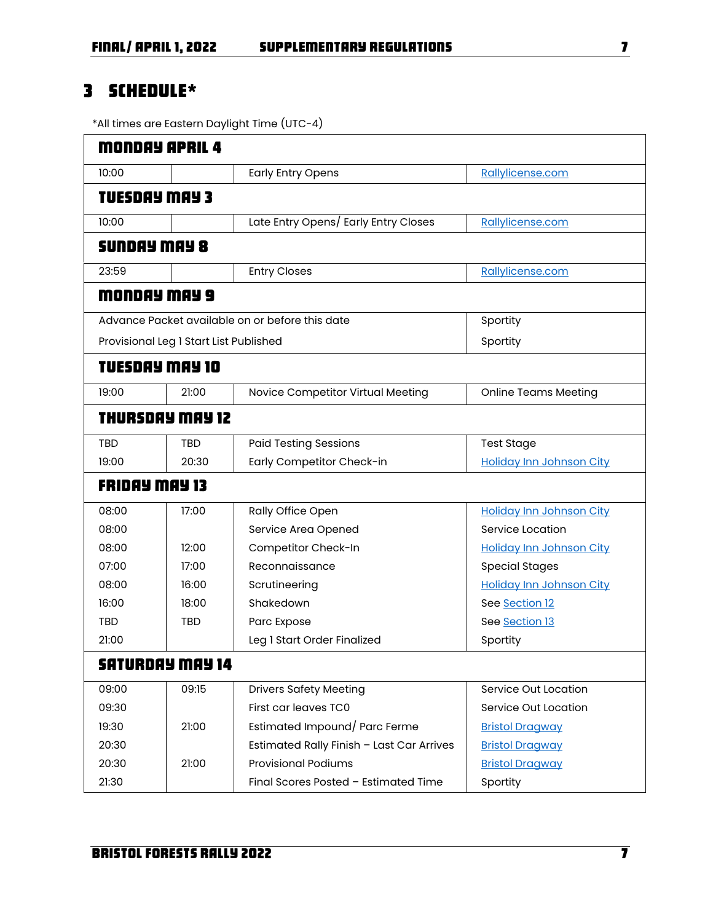# 3 SCHEDULE*

*All times are Eastern Daylight Time (UTC-4)

| | | | |
|---|---|---|---|
| **MONDAY APRIL 4** | | | |
| 10:00 | | Early Entry Opens | Rallylicense.com |
| **TUESDAY MAY 3** | | | |
| 10:00 | | Late Entry Opens/ Early Entry Closes | Rallylicense.com |
| **SUNDAY MAY 8** | | | |
| 23:59 | | Entry Closes | Rallylicense.com |
| **MONDAY MAY 9** | | | |
| Advance Packet available on or before this date | | | Sportity |
| Provisional Leg 1 Start List Published | | | Sportity |
| **TUESDAY MAY 10** | | | |
| 19:00 | 21:00 | Novice Competitor Virtual Meeting | Online Teams Meeting |
| **THURSDAY MAY 12** | | | |
| TBD | TBD | Paid Testing Sessions | Test Stage |
| 19:00 | 20:30 | Early Competitor Check-in | Holiday Inn Johnson City |
| **FRIDAY MAY 13** | | | |
| 08:00 | 17:00 | Rally Office Open | Holiday Inn Johnson City |
| 08:00 | | Service Area Opened | Service Location |
| 08:00 | 12:00 | Competitor Check-In | Holiday Inn Johnson City |
| 07:00 | 17:00 | Reconnaissance | Special Stages |
| 08:00 | 16:00 | Scrutineering | Holiday Inn Johnson City |
| 16:00 | 18:00 | Shakedown | See Section 12 |
| TBD | TBD | Parc Expose | See Section 13 |
| 21:00 | | Leg 1 Start Order Finalized | Sportity |
| **SATURDAY MAY 14** | | | |
| 09:00 | 09:15 | Drivers Safety Meeting | Service Out Location |
| 09:30 | | First car leaves TC0 | Service Out Location |
| 19:30 | 21:00 | Estimated Impound/ Parc Ferme | Bristol Dragway |
| 20:30 | | Estimated Rally Finish – Last Car Arrives | Bristol Dragway |
| 20:30 | 21:00 | Provisional Podiums | Bristol Dragway |
| 21:30 | | Final Scores Posted – Estimated Time | Sportity |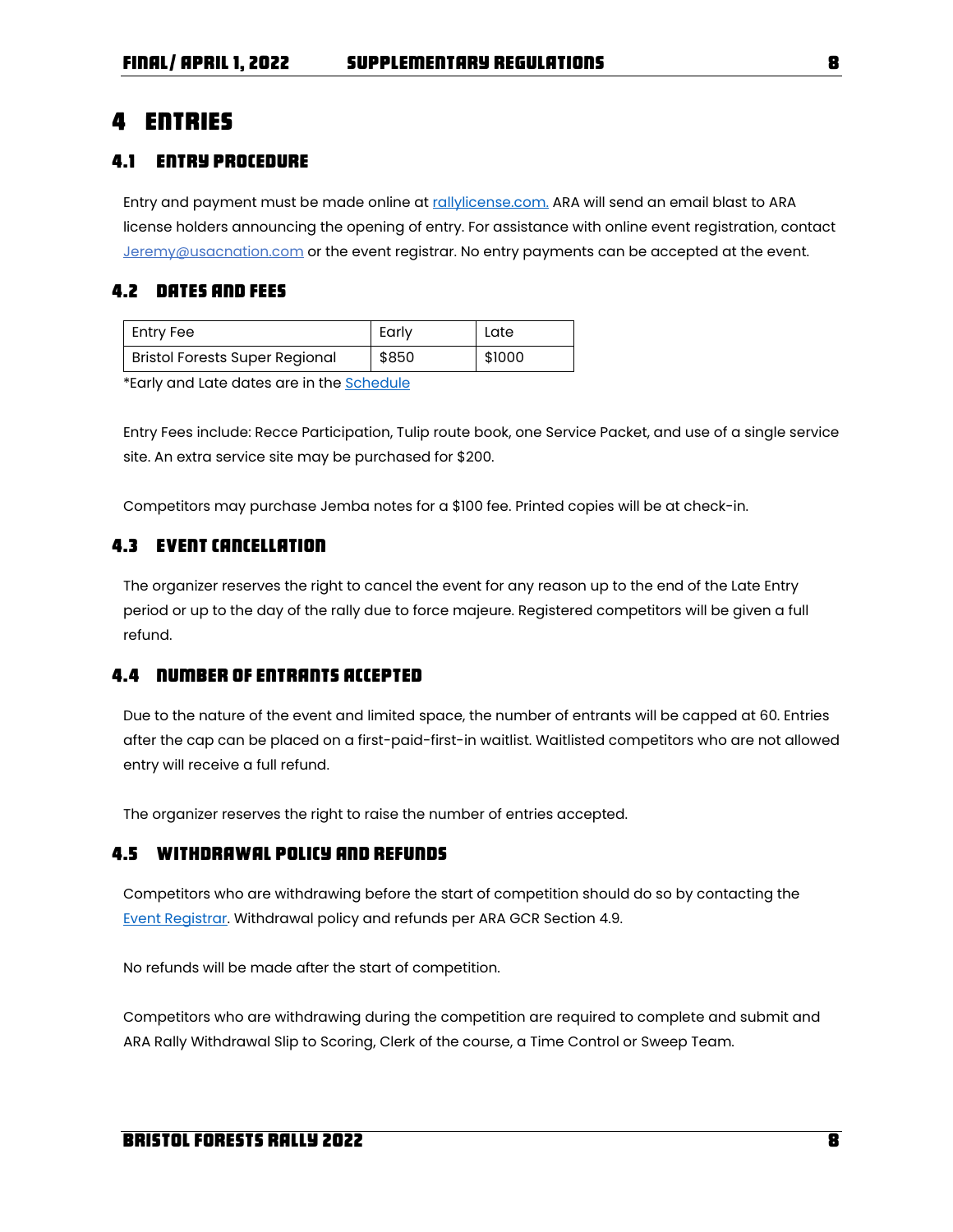# 4 ENTRIES

## 4.1 ENTRY PROCEDURE

Entry and payment must be made online at [rallylicense.com.](rallylicense.com) ARA will send an email blast to ARA license holders announcing the opening of entry. For assistance with online event registration, contact Jeremy@usacnation.com or the event registrar. No entry payments can be accepted at the event.

## 4.2 DATES AND FEES

| Entry Fee | Early | Late |
|---|---|---|
| Bristol Forests Super Regional | $850 | $1000 |

*Early and Late dates are in the Schedule

Entry Fees include: Recce Participation, Tulip route book, one Service Packet, and use of a single service site. An extra service site may be purchased for $200.

Competitors may purchase Jemba notes for a $100 fee. Printed copies will be at check-in.

## 4.3 EVENT CANCELLATION

The organizer reserves the right to cancel the event for any reason up to the end of the Late Entry period or up to the day of the rally due to force majeure. Registered competitors will be given a full refund.

## 4.4 NUMBER OF ENTRANTS ACCEPTED

Due to the nature of the event and limited space, the number of entrants will be capped at 60. Entries after the cap can be placed on a first-paid-first-in waitlist. Waitlisted competitors who are not allowed entry will receive a full refund.

The organizer reserves the right to raise the number of entries accepted.

## 4.5 WITHDRAWAL POLICY AND REFUNDS

Competitors who are withdrawing before the start of competition should do so by contacting the Event Registrar. Withdrawal policy and refunds per ARA GCR Section 4.9.

No refunds will be made after the start of competition.

Competitors who are withdrawing during the competition are required to complete and submit and ARA Rally Withdrawal Slip to Scoring, Clerk of the course, a Time Control or Sweep Team.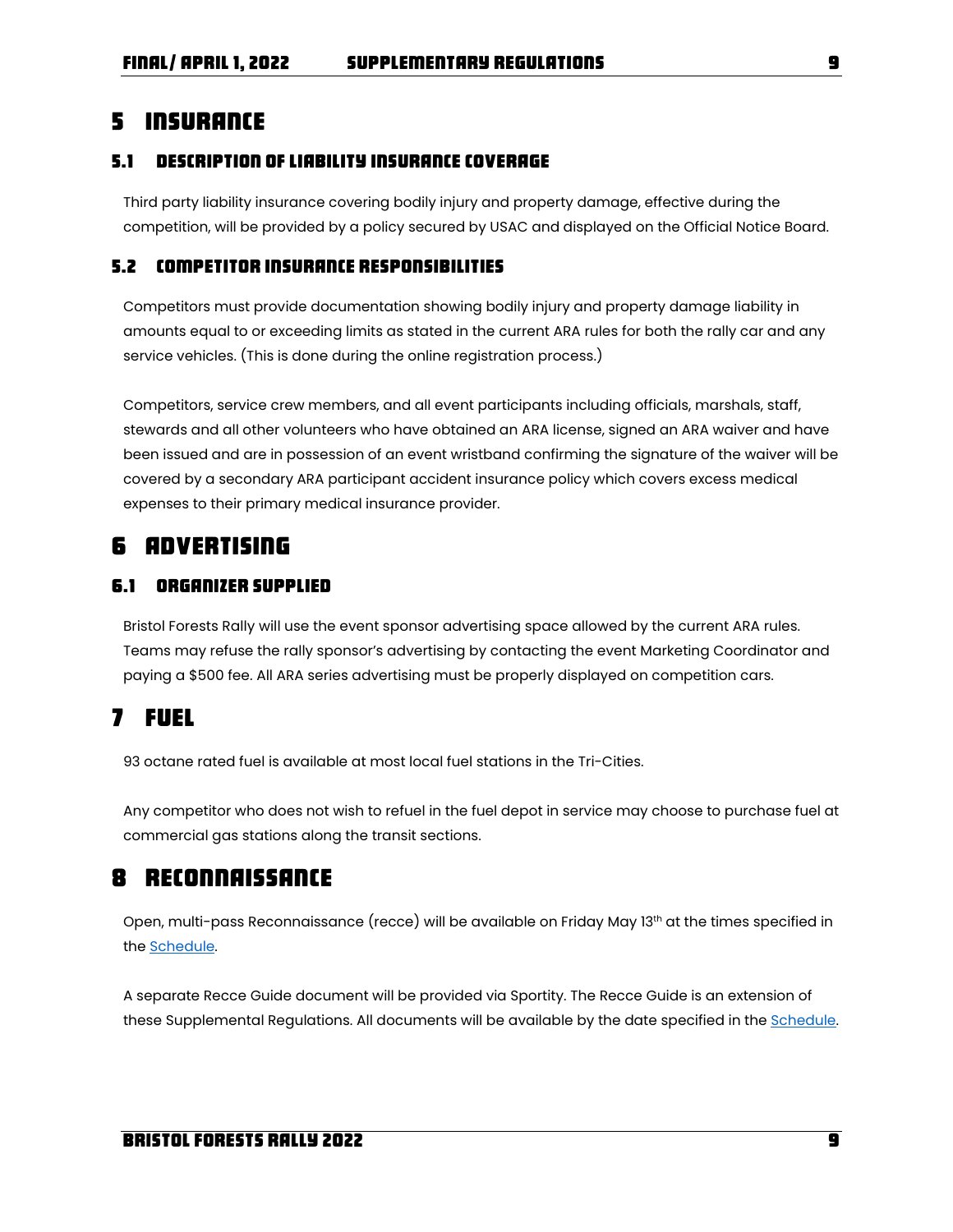# 5 INSURANCE

## 5.1 DESCRIPTION OF LIABILITY INSURANCE COVERAGE

Third party liability insurance covering bodily injury and property damage, effective during the competition, will be provided by a policy secured by USAC and displayed on the Official Notice Board.

## 5.2 COMPETITOR INSURANCE RESPONSIBILITIES

Competitors must provide documentation showing bodily injury and property damage liability in amounts equal to or exceeding limits as stated in the current ARA rules for both the rally car and any service vehicles. (This is done during the online registration process.)

Competitors, service crew members, and all event participants including officials, marshals, staff, stewards and all other volunteers who have obtained an ARA license, signed an ARA waiver and have been issued and are in possession of an event wristband confirming the signature of the waiver will be covered by a secondary ARA participant accident insurance policy which covers excess medical expenses to their primary medical insurance provider.

# 6 ADVERTISING

## 6.1 ORGANIZER SUPPLIED

Bristol Forests Rally will use the event sponsor advertising space allowed by the current ARA rules. Teams may refuse the rally sponsor's advertising by contacting the event Marketing Coordinator and paying a $500 fee. All ARA series advertising must be properly displayed on competition cars.

# 7 FUEL

93 octane rated fuel is available at most local fuel stations in the Tri-Cities.

Any competitor who does not wish to refuel in the fuel depot in service may choose to purchase fuel at commercial gas stations along the transit sections.

# 8 RECONNAISSANCE

Open, multi-pass Reconnaissance (recce) will be available on Friday May 13th at the times specified in the Schedule.

A separate Recce Guide document will be provided via Sportity. The Recce Guide is an extension of these Supplemental Regulations. All documents will be available by the date specified in the Schedule.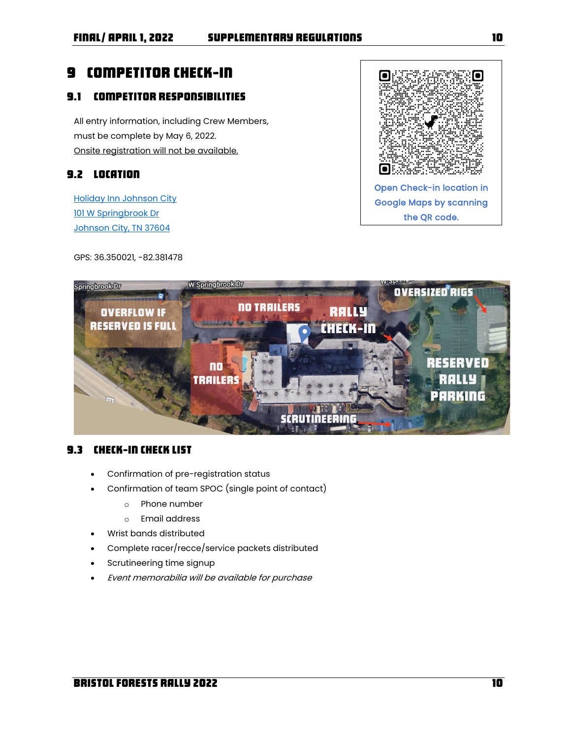# 9 COMPETITOR CHECK-IN

## 9.1 COMPETITOR RESPONSIBILITIES

All entry information, including Crew Members, must be complete by May 6, 2022.
Onsite registration will not be available.

## 9.2 LOCATION

Holiday Inn Johnson City
101 W Springbrook Dr
Johnson City, TN 37604

Open Check-in location in Google Maps by scanning the QR code.

GPS: 36.350021, -82.381478

## 9.3 CHECK-IN CHECK LIST

- Confirmation of pre-registration status
- Confirmation of team SPOC (single point of contact)
  - Phone number
  - Email address
- Wrist bands distributed
- Complete racer/recce/service packets distributed
- Scrutineering time signup
- *Event memorabilia will be available for purchase*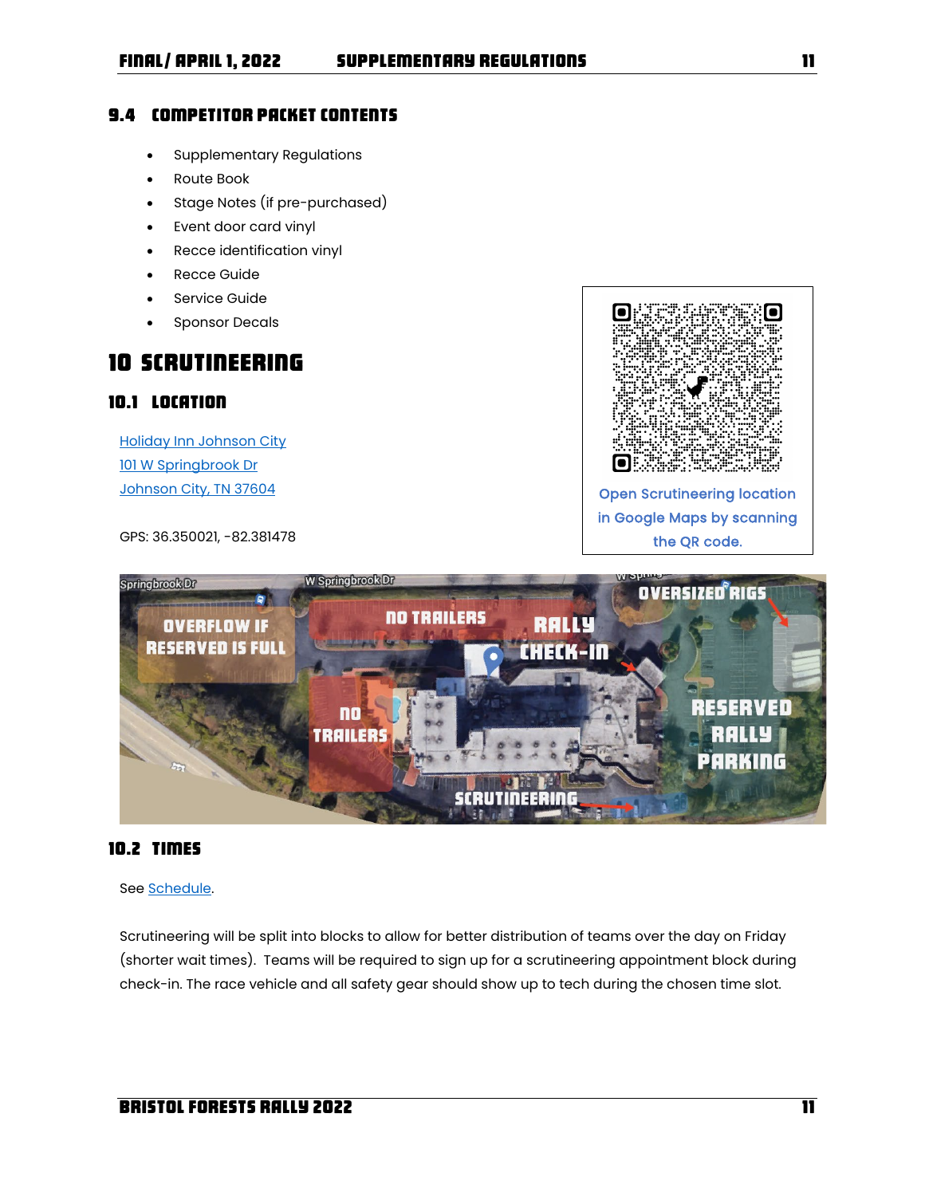## 9.4 COMPETITOR PACKET CONTENTS

- Supplementary Regulations
- Route Book
- Stage Notes (if pre-purchased)
- Event door card vinyl
- Recce identification vinyl
- Recce Guide
- Service Guide
- Sponsor Decals

# 10 SCRUTINEERING

## 10.1 LOCATION

Holiday Inn Johnson City
101 W Springbrook Dr
Johnson City, TN 37604

GPS: 36.350021, -82.381478

Open Scrutineering location in Google Maps by scanning the QR code.

## 10.2 TIMES

See Schedule.

Scrutineering will be split into blocks to allow for better distribution of teams over the day on Friday (shorter wait times). Teams will be required to sign up for a scrutineering appointment block during check-in. The race vehicle and all safety gear should show up to tech during the chosen time slot.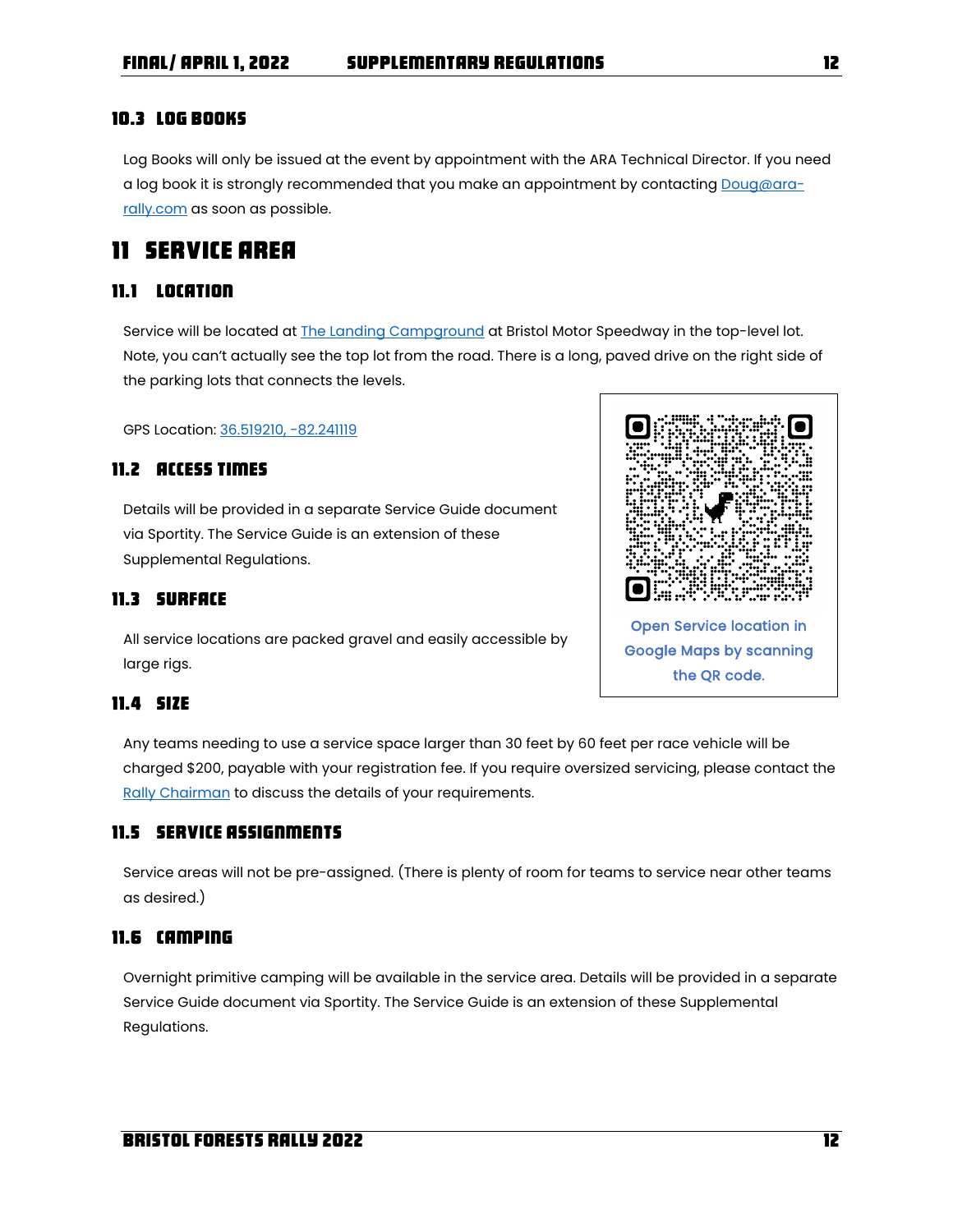### 10.3 LOG BOOKS

Log Books will only be issued at the event by appointment with the ARA Technical Director. If you need a log book it is strongly recommended that you make an appointment by contacting Doug@ara-rally.com as soon as possible.

# 11 SERVICE AREA

### 11.1 LOCATION

Service will be located at The Landing Campground at Bristol Motor Speedway in the top-level lot. Note, you can't actually see the top lot from the road. There is a long, paved drive on the right side of the parking lots that connects the levels.

GPS Location: 36.519210, -82.241119

Open Service location in Google Maps by scanning the QR code.

### 11.2 ACCESS TIMES

Details will be provided in a separate Service Guide document via Sportity. The Service Guide is an extension of these Supplemental Regulations.

### 11.3 SURFACE

All service locations are packed gravel and easily accessible by large rigs.

### 11.4 SIZE

Any teams needing to use a service space larger than 30 feet by 60 feet per race vehicle will be charged $200, payable with your registration fee. If you require oversized servicing, please contact the Rally Chairman to discuss the details of your requirements.

### 11.5 SERVICE ASSIGNMENTS

Service areas will not be pre-assigned. (There is plenty of room for teams to service near other teams as desired.)

### 11.6 CAMPING

Overnight primitive camping will be available in the service area. Details will be provided in a separate Service Guide document via Sportity. The Service Guide is an extension of these Supplemental Regulations.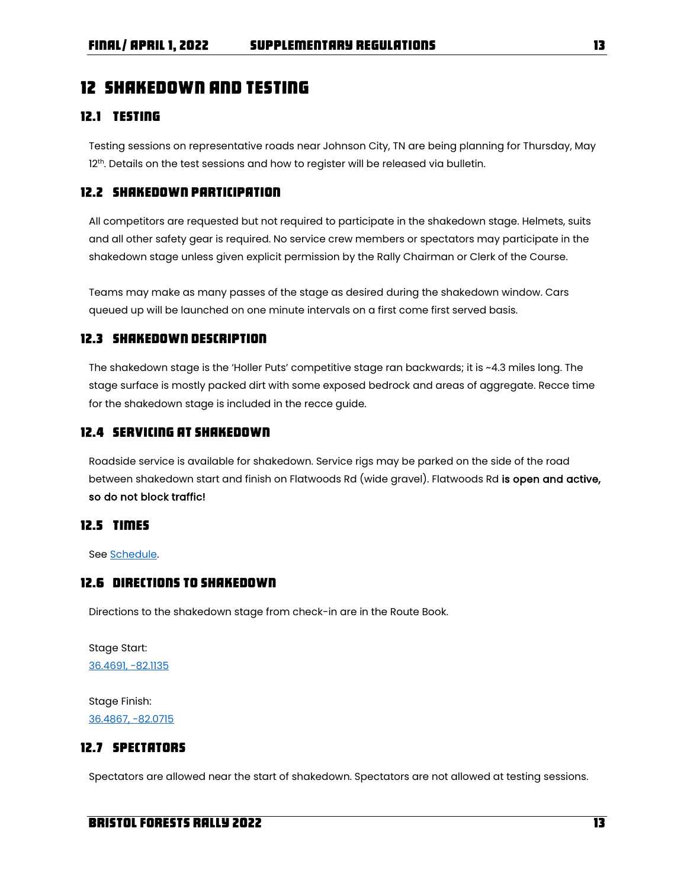# 12 Shakedown and Testing

## 12.1 Testing

Testing sessions on representative roads near Johnson City, TN are being planning for Thursday, May 12th. Details on the test sessions and how to register will be released via bulletin.

## 12.2 Shakedown Participation

All competitors are requested but not required to participate in the shakedown stage. Helmets, suits and all other safety gear is required. No service crew members or spectators may participate in the shakedown stage unless given explicit permission by the Rally Chairman or Clerk of the Course.

Teams may make as many passes of the stage as desired during the shakedown window. Cars queued up will be launched on one minute intervals on a first come first served basis.

## 12.3 Shakedown Description

The shakedown stage is the 'Holler Puts' competitive stage ran backwards; it is ~4.3 miles long. The stage surface is mostly packed dirt with some exposed bedrock and areas of aggregate. Recce time for the shakedown stage is included in the recce guide.

## 12.4 Servicing at Shakedown

Roadside service is available for shakedown. Service rigs may be parked on the side of the road between shakedown start and finish on Flatwoods Rd (wide gravel). Flatwoods Rd **is open and active, so do not block traffic!**

## 12.5 Times

See Schedule.

## 12.6 Directions to Shakedown

Directions to the shakedown stage from check-in are in the Route Book.

Stage Start:
36.4691, -82.1135

Stage Finish:
36.4867, -82.0715

## 12.7 Spectators

Spectators are allowed near the start of shakedown. Spectators are not allowed at testing sessions.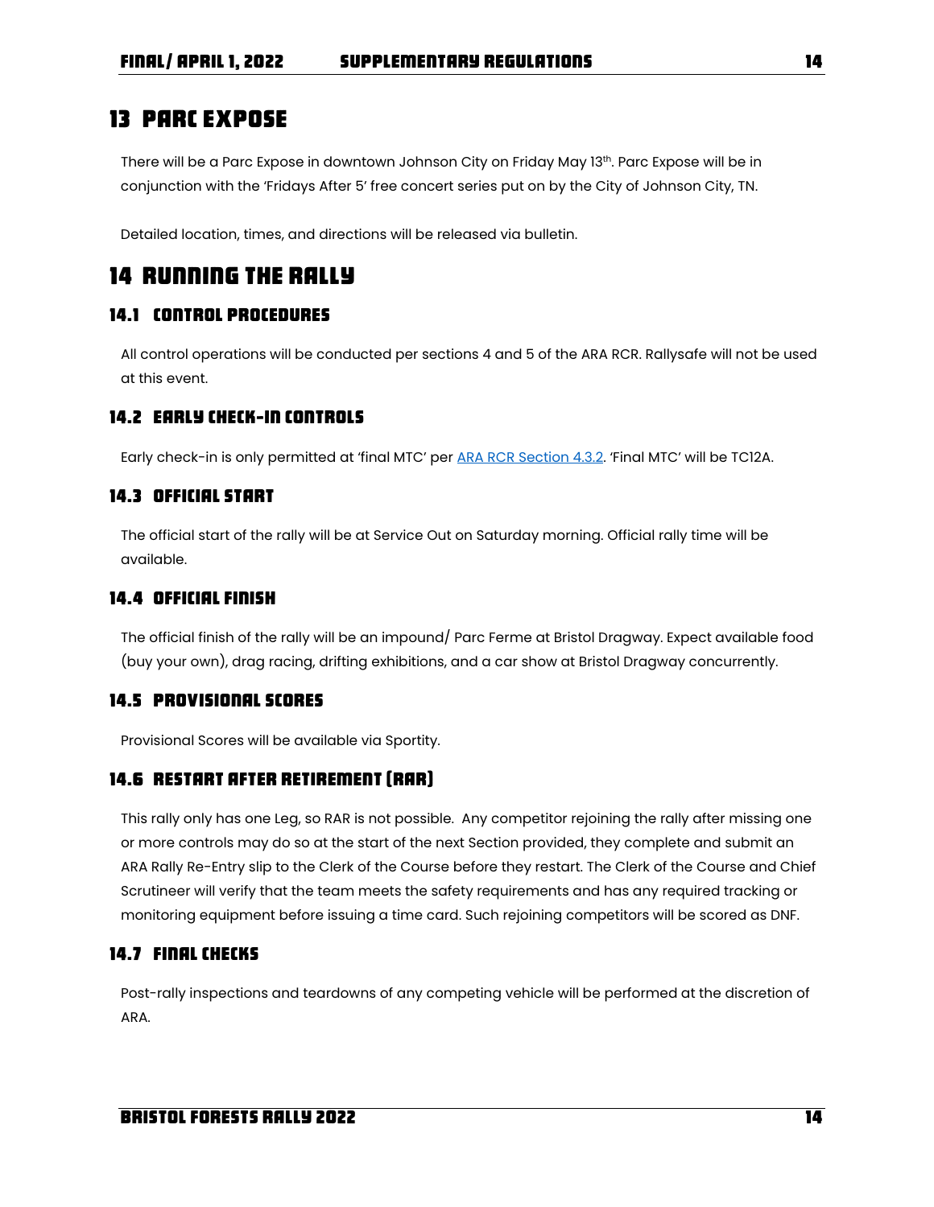# 13 Parc Expose

There will be a Parc Expose in downtown Johnson City on Friday May 13th. Parc Expose will be in conjunction with the 'Fridays After 5' free concert series put on by the City of Johnson City, TN.

Detailed location, times, and directions will be released via bulletin.

# 14 Running the Rally

## 14.1 Control Procedures

All control operations will be conducted per sections 4 and 5 of the ARA RCR. Rallysafe will not be used at this event.

## 14.2 Early Check-in Controls

Early check-in is only permitted at 'final MTC' per ARA RCR Section 4.3.2. 'Final MTC' will be TC12A.

## 14.3 Official Start

The official start of the rally will be at Service Out on Saturday morning. Official rally time will be available.

## 14.4 Official Finish

The official finish of the rally will be an impound/ Parc Ferme at Bristol Dragway. Expect available food (buy your own), drag racing, drifting exhibitions, and a car show at Bristol Dragway concurrently.

## 14.5 Provisional Scores

Provisional Scores will be available via Sportity.

## 14.6 Restart after Retirement (RAR)

This rally only has one Leg, so RAR is not possible. Any competitor rejoining the rally after missing one or more controls may do so at the start of the next Section provided, they complete and submit an ARA Rally Re-Entry slip to the Clerk of the Course before they restart. The Clerk of the Course and Chief Scrutineer will verify that the team meets the safety requirements and has any required tracking or monitoring equipment before issuing a time card. Such rejoining competitors will be scored as DNF.

## 14.7 Final Checks

Post-rally inspections and teardowns of any competing vehicle will be performed at the discretion of ARA.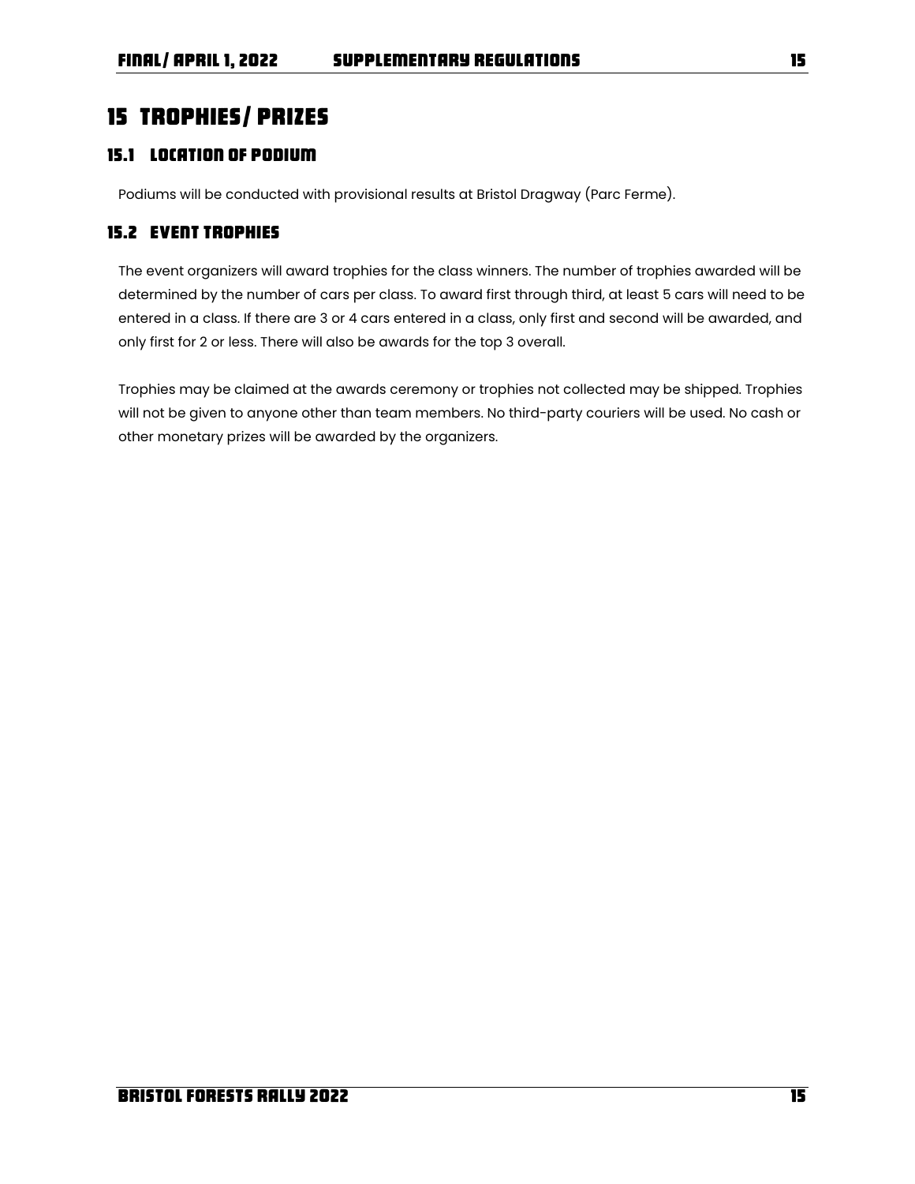# 15 TROPHIES/ PRIZES

## 15.1 LOCATION OF PODIUM

Podiums will be conducted with provisional results at Bristol Dragway (Parc Ferme).

## 15.2 EVENT TROPHIES

The event organizers will award trophies for the class winners. The number of trophies awarded will be determined by the number of cars per class. To award first through third, at least 5 cars will need to be entered in a class. If there are 3 or 4 cars entered in a class, only first and second will be awarded, and only first for 2 or less. There will also be awards for the top 3 overall.

Trophies may be claimed at the awards ceremony or trophies not collected may be shipped. Trophies will not be given to anyone other than team members. No third-party couriers will be used. No cash or other monetary prizes will be awarded by the organizers.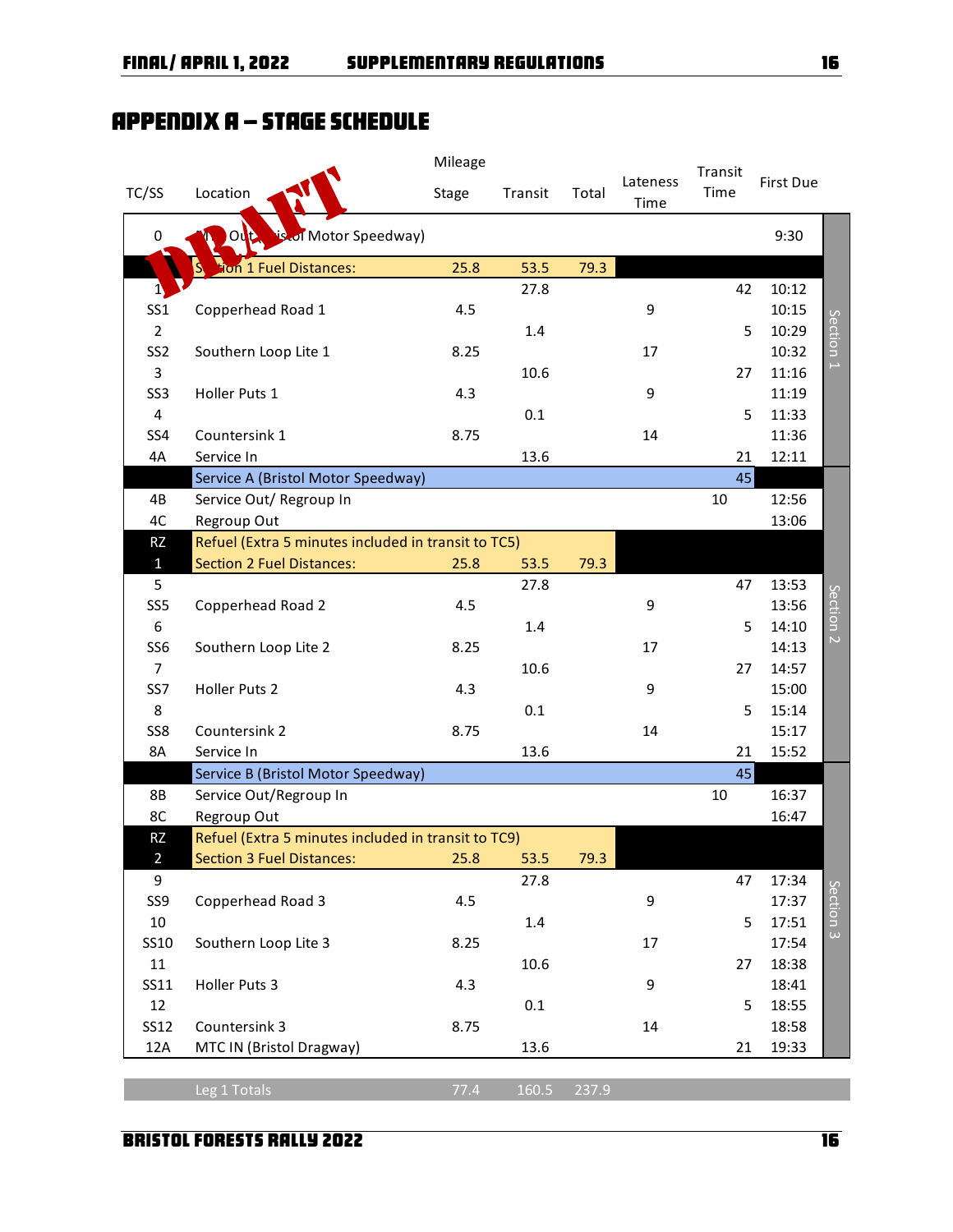# APPENDIX A – STAGE SCHEDULE

DRAFT

| TC/SS | Location | Mileage Stage | Transit | Total | Lateness Time | Transit Time | First Due | |
|---|---|---|---|---|---|---|---|---|
| 0 | MTC Out (Bristol Motor Speedway) | | | | | | 9:30 | Section 1 |
| | Section 1 Fuel Distances: | 25.8 | 53.5 | 79.3 | | | | |
| 1 | | | 27.8 | | | 42 | 10:12 | |
| SS1 | Copperhead Road 1 | 4.5 | | | 9 | | 10:15 | |
| 2 | | | 1.4 | | | 5 | 10:29 | |
| SS2 | Southern Loop Lite 1 | 8.25 | | | 17 | | 10:32 | |
| 3 | | | 10.6 | | | 27 | 11:16 | |
| SS3 | Holler Puts 1 | 4.3 | | | 9 | | 11:19 | |
| 4 | | | 0.1 | | | 5 | 11:33 | |
| SS4 | Countersink 1 | 8.75 | | | 14 | | 11:36 | |
| 4A | Service In | | 13.6 | | | 21 | 12:11 | |
| | Service A (Bristol Motor Speedway) | | | | | 45 | | Section 2 |
| 4B | Service Out/ Regroup In | | | | | 10 | 12:56 | |
| 4C | Regroup Out | | | | | | 13:06 | |
| RZ | Refuel (Extra 5 minutes included in transit to TC5) | | | | | | | |
| 1 | Section 2 Fuel Distances: | 25.8 | 53.5 | 79.3 | | | | |
| 5 | | | 27.8 | | | 47 | 13:53 | |
| SS5 | Copperhead Road 2 | 4.5 | | | 9 | | 13:56 | |
| 6 | | | 1.4 | | | 5 | 14:10 | |
| SS6 | Southern Loop Lite 2 | 8.25 | | | 17 | | 14:13 | |
| 7 | | | 10.6 | | | 27 | 14:57 | |
| SS7 | Holler Puts 2 | 4.3 | | | 9 | | 15:00 | |
| 8 | | | 0.1 | | | 5 | 15:14 | |
| SS8 | Countersink 2 | 8.75 | | | 14 | | 15:17 | |
| 8A | Service In | | 13.6 | | | 21 | 15:52 | |
| | Service B (Bristol Motor Speedway) | | | | | 45 | | Section 3 |
| 8B | Service Out/Regroup In | | | | | 10 | 16:37 | |
| 8C | Regroup Out | | | | | | 16:47 | |
| RZ | Refuel (Extra 5 minutes included in transit to TC9) | | | | | | | |
| 2 | Section 3 Fuel Distances: | 25.8 | 53.5 | 79.3 | | | | |
| 9 | | | 27.8 | | | 47 | 17:34 | |
| SS9 | Copperhead Road 3 | 4.5 | | | 9 | | 17:37 | |
| 10 | | | 1.4 | | | 5 | 17:51 | |
| SS10 | Southern Loop Lite 3 | 8.25 | | | 17 | | 17:54 | |
| 11 | | | 10.6 | | | 27 | 18:38 | |
| SS11 | Holler Puts 3 | 4.3 | | | 9 | | 18:41 | |
| 12 | | | 0.1 | | | 5 | 18:55 | |
| SS12 | Countersink 3 | 8.75 | | | 14 | | 18:58 | |
| 12A | MTC IN (Bristol Dragway) | | 13.6 | | | 21 | 19:33 | |
| | Leg 1 Totals | 77.4 | 160.5 | 237.9 | | | | |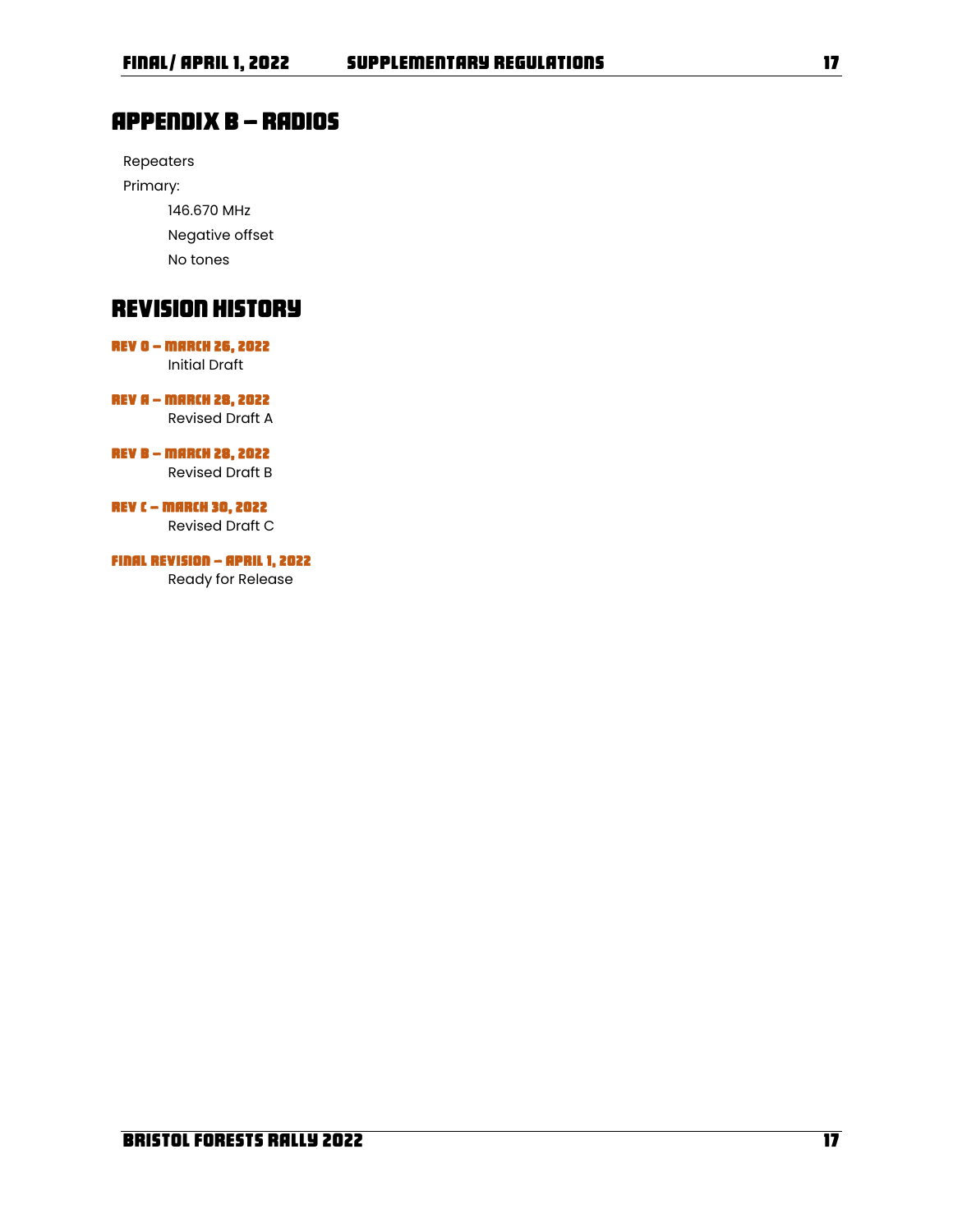## Appendix B – Radios

Repeaters

Primary:

146.670 MHz

Negative offset

No tones

## Revision History

### Rev 0 – March 26, 2022

Initial Draft

### Rev A – March 28, 2022

Revised Draft A

### Rev B – March 28, 2022

Revised Draft B

### Rev C – March 30, 2022

Revised Draft C

### Final Revision – April 1, 2022

Ready for Release